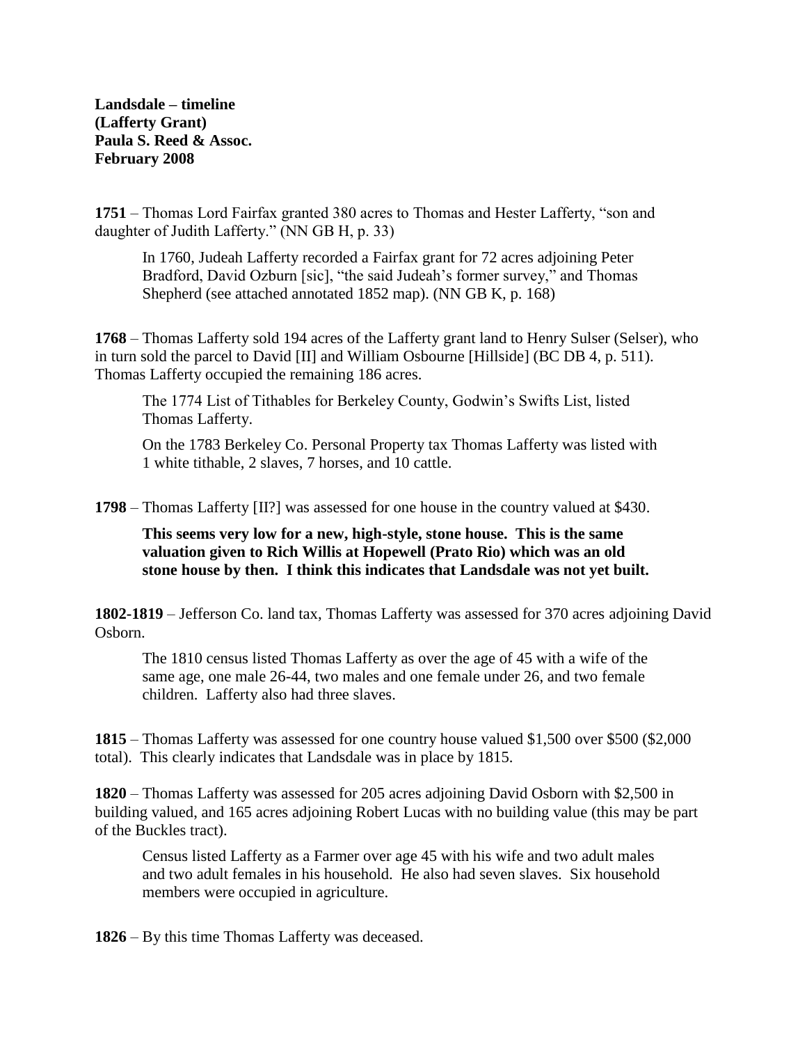**Landsdale – timeline**
**(Lafferty Grant)**
**Paula S. Reed & Assoc.**
**February 2008**

**1751** – Thomas Lord Fairfax granted 380 acres to Thomas and Hester Lafferty, "son and daughter of Judith Lafferty." (NN GB H, p. 33)

> In 1760, Judeah Lafferty recorded a Fairfax grant for 72 acres adjoining Peter Bradford, David Ozburn [sic], "the said Judeah's former survey," and Thomas Shepherd (see attached annotated 1852 map). (NN GB K, p. 168)

**1768** – Thomas Lafferty sold 194 acres of the Lafferty grant land to Henry Sulser (Selser), who in turn sold the parcel to David [II] and William Osbourne [Hillside] (BC DB 4, p. 511). Thomas Lafferty occupied the remaining 186 acres.

> The 1774 List of Tithables for Berkeley County, Godwin's Swifts List, listed Thomas Lafferty.
>
> On the 1783 Berkeley Co. Personal Property tax Thomas Lafferty was listed with 1 white tithable, 2 slaves, 7 horses, and 10 cattle.

**1798** – Thomas Lafferty [II?] was assessed for one house in the country valued at $430.

> **This seems very low for a new, high-style, stone house. This is the same valuation given to Rich Willis at Hopewell (Prato Rio) which was an old stone house by then. I think this indicates that Landsdale was not yet built.**

**1802-1819** – Jefferson Co. land tax, Thomas Lafferty was assessed for 370 acres adjoining David Osborn.

> The 1810 census listed Thomas Lafferty as over the age of 45 with a wife of the same age, one male 26-44, two males and one female under 26, and two female children. Lafferty also had three slaves.

**1815** – Thomas Lafferty was assessed for one country house valued $1,500 over $500 ($2,000 total). This clearly indicates that Landsdale was in place by 1815.

**1820** – Thomas Lafferty was assessed for 205 acres adjoining David Osborn with $2,500 in building valued, and 165 acres adjoining Robert Lucas with no building value (this may be part of the Buckles tract).

> Census listed Lafferty as a Farmer over age 45 with his wife and two adult males and two adult females in his household. He also had seven slaves. Six household members were occupied in agriculture.

**1826** – By this time Thomas Lafferty was deceased.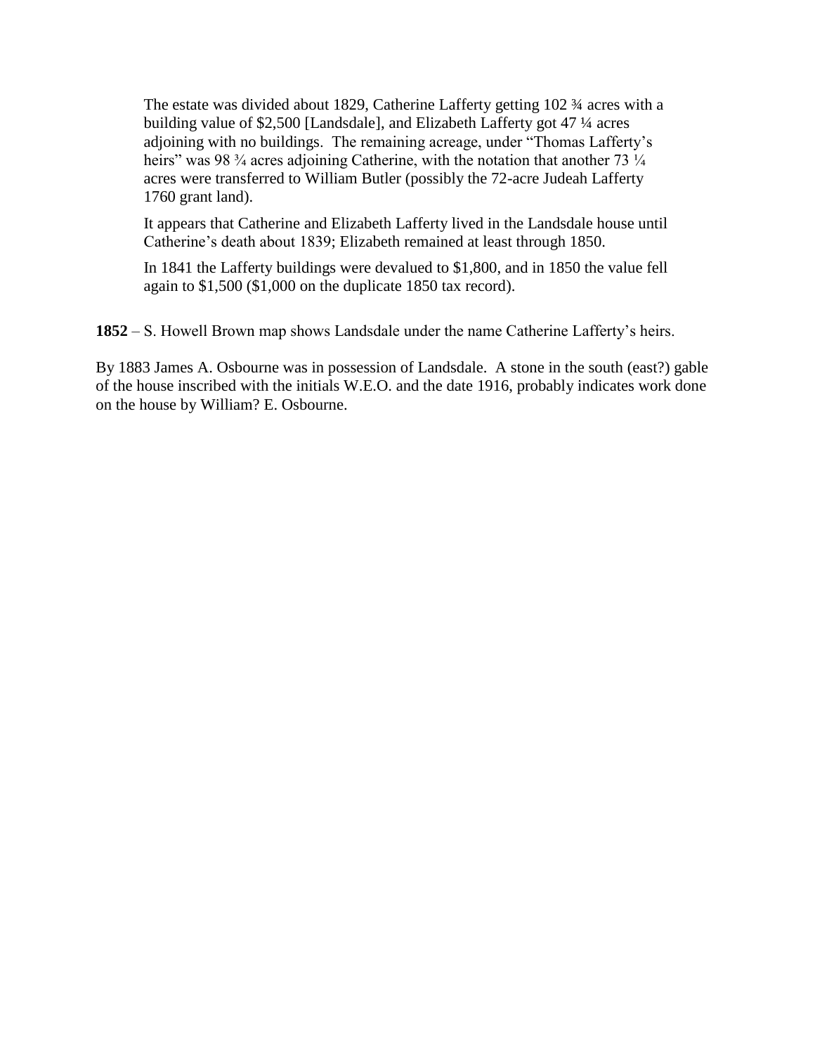The estate was divided about 1829, Catherine Lafferty getting 102 ¾ acres with a building value of $2,500 [Landsdale], and Elizabeth Lafferty got 47 ¼ acres adjoining with no buildings. The remaining acreage, under "Thomas Lafferty's heirs" was 98 ¾ acres adjoining Catherine, with the notation that another 73 ¼ acres were transferred to William Butler (possibly the 72-acre Judeah Lafferty 1760 grant land).

It appears that Catherine and Elizabeth Lafferty lived in the Landsdale house until Catherine's death about 1839; Elizabeth remained at least through 1850.

In 1841 the Lafferty buildings were devalued to $1,800, and in 1850 the value fell again to $1,500 ($1,000 on the duplicate 1850 tax record).

**1852** – S. Howell Brown map shows Landsdale under the name Catherine Lafferty's heirs.

By 1883 James A. Osbourne was in possession of Landsdale. A stone in the south (east?) gable of the house inscribed with the initials W.E.O. and the date 1916, probably indicates work done on the house by William? E. Osbourne.